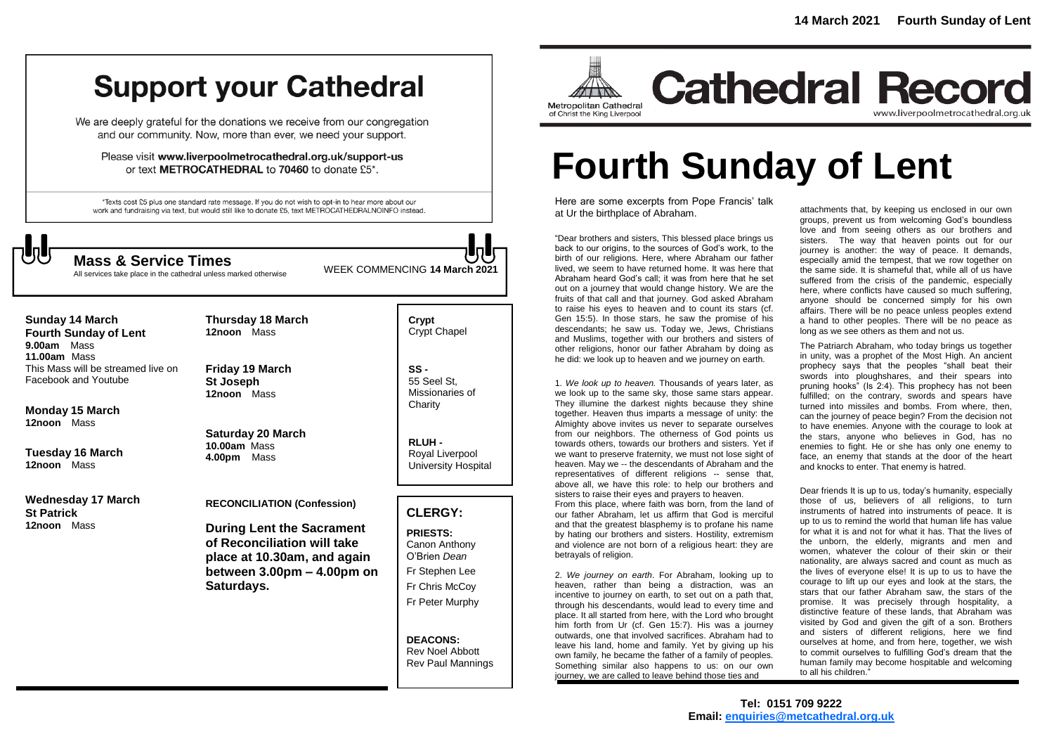14 March 2021 Fourth Sunday of Lent

# Support your Cathedral

We are deeply grateful for the donations we receive from our congregation and our community. Now, more than ever, we need your support.

Please visit **www.liverpoolmetrocathedral.org.uk/support-us** or text **METROCATHEDRAL** to **70460** to donate £5*.

*Texts cost £5 plus one standard rate message. If you do not wish to opt-in to hear more about our work and fundraising via text, but would still like to donate £5, text METROCATHEDRALNOINFO instead.

## Mass & Service Times

All services take place in the cathedral unless marked otherwise

WEEK COMMENCING **14 March 2021**

**Sunday 14 March**
**Fourth Sunday of Lent**
**9.00am** Mass
**11.00am** Mass
This Mass will be streamed live on Facebook and Youtube

**Monday 15 March**
**12noon** Mass

**Tuesday 16 March**
**12noon** Mass

**Wednesday 17 March**
**St Patrick**
**12noon** Mass

**Thursday 18 March**
**12noon** Mass

**Friday 19 March**
**St Joseph**
**12noon** Mass

**Saturday 20 March**
**10.00am** Mass
**4.00pm** Mass

**RECONCILIATION (Confession)**

**During Lent the Sacrament of Reconciliation will take place at 10.30am, and again between 3.00pm – 4.00pm on Saturdays.**

**Crypt** - Crypt Chapel

**SS -** 55 Seel St, Missionaries of Charity

**RLUH -** Royal Liverpool University Hospital

## CLERGY:

**PRIESTS:**
Canon Anthony O'Brien *Dean*
Fr Stephen Lee
Fr Chris McCoy
Fr Peter Murphy

**DEACONS:**
Rev Noel Abbott
Rev Paul Mannings

Metropolitan Cathedral of Christ the King Liverpool

# Cathedral Record

www.liverpoolmetrocathedral.org.uk

# Fourth Sunday of Lent

Here are some excerpts from Pope Francis' talk at Ur the birthplace of Abraham.

"Dear brothers and sisters, This blessed place brings us back to our origins, to the sources of God's work, to the birth of our religions. Here, where Abraham our father lived, we seem to have returned home. It was here that Abraham heard God's call; it was from here that he set out on a journey that would change history. We are the fruits of that call and that journey. God asked Abraham to raise his eyes to heaven and to count its stars (cf. Gen 15:5). In those stars, he saw the promise of his descendants; he saw us. Today we, Jews, Christians and Muslims, together with our brothers and sisters of other religions, honor our father Abraham by doing as he did: we look up to heaven and we journey on earth.

1. *We look up to heaven.* Thousands of years later, as we look up to the same sky, those same stars appear. They illumine the darkest nights because they shine together. Heaven thus imparts a message of unity: the Almighty above invites us never to separate ourselves from our neighbors. The otherness of God points us towards others, towards our brothers and sisters. Yet if we want to preserve fraternity, we must not lose sight of heaven. May we -- the descendants of Abraham and the representatives of different religions -- sense that, above all, we have this role: to help our brothers and sisters to raise their eyes and prayers to heaven.
From this place, where faith was born, from the land of our father Abraham, let us affirm that God is merciful and that the greatest blasphemy is to profane his name by hating our brothers and sisters. Hostility, extremism and violence are not born of a religious heart: they are betrayals of religion.

2. *We journey on earth*. For Abraham, looking up to heaven, rather than being a distraction, was an incentive to journey on earth, to set out on a path that, through his descendants, would lead to every time and place. It all started from here, with the Lord who brought him forth from Ur (cf. Gen 15:7). His was a journey outwards, one that involved sacrifices. Abraham had to leave his land, home and family. Yet by giving up his own family, he became the father of a family of peoples. Something similar also happens to us: on our own journey, we are called to leave behind those ties and attachments that, by keeping us enclosed in our own groups, prevent us from welcoming God's boundless love and from seeing others as our brothers and sisters. The way that heaven points out for our journey is another: the way of peace. It demands, especially amid the tempest, that we row together on the same side. It is shameful that, while all of us have suffered from the crisis of the pandemic, especially here, where conflicts have caused so much suffering, anyone should be concerned simply for his own affairs. There will be no peace unless peoples extend a hand to other peoples. There will be no peace as long as we see others as them and not us.

The Patriarch Abraham, who today brings us together in unity, was a prophet of the Most High. An ancient prophecy says that the peoples "shall beat their swords into ploughshares, and their spears into pruning hooks" (Is 2:4). This prophecy has not been fulfilled; on the contrary, swords and spears have turned into missiles and bombs. From where, then, can the journey of peace begin? From the decision not to have enemies. Anyone with the courage to look at the stars, anyone who believes in God, has no enemies to fight. He or she has only one enemy to face, an enemy that stands at the door of the heart and knocks to enter. That enemy is hatred.

Dear friends It is up to us, today's humanity, especially those of us, believers of all religions, to turn instruments of hatred into instruments of peace. It is up to us to remind the world that human life has value for what it is and not for what it has. That the lives of the unborn, the elderly, migrants and men and women, whatever the colour of their skin or their nationality, are always sacred and count as much as the lives of everyone else! It is up to us to have the courage to lift up our eyes and look at the stars, the stars that our father Abraham saw, the stars of the promise. It was precisely through hospitality, a distinctive feature of these lands, that Abraham was visited by God and given the gift of a son. Brothers and sisters of different religions, here we find ourselves at home, and from here, together, we wish to commit ourselves to fulfilling God's dream that the human family may become hospitable and welcoming to all his children."

**Tel: 0151 709 9222**
**Email: enquiries@metcathedral.org.uk**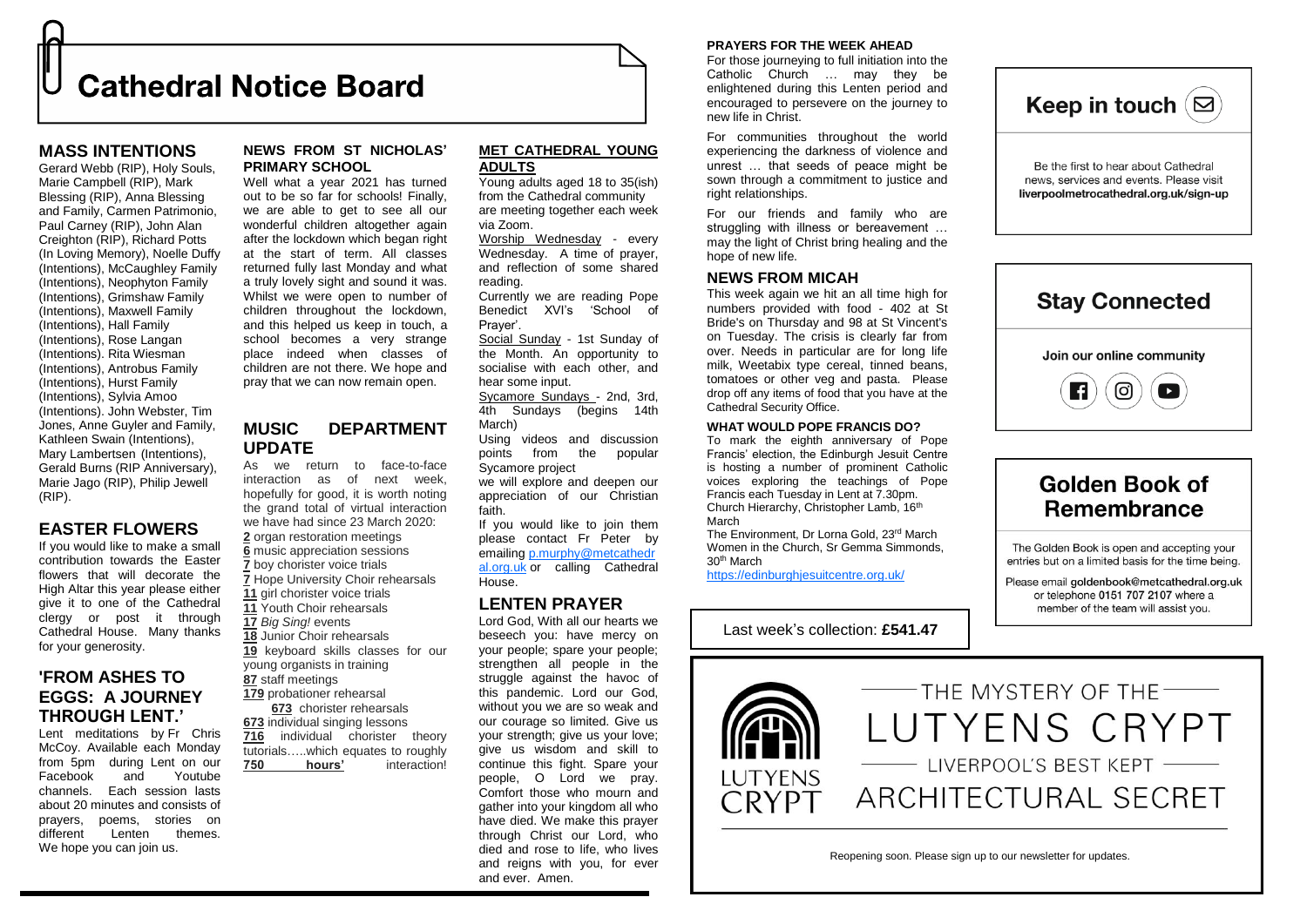# Cathedral Notice Board

## MASS INTENTIONS

Gerard Webb (RIP), Holy Souls, Marie Campbell (RIP), Mark Blessing (RIP), Anna Blessing and Family, Carmen Patrimonio, Paul Carney (RIP), John Alan Creighton (RIP), Richard Potts (In Loving Memory), Noelle Duffy (Intentions), McCaughley Family (Intentions), Neophyton Family (Intentions), Grimshaw Family (Intentions), Maxwell Family (Intentions), Hall Family (Intentions), Rose Langan (Intentions). Rita Wiesman (Intentions), Antrobus Family (Intentions), Hurst Family (Intentions), Sylvia Amoo (Intentions). John Webster, Tim Jones, Anne Guyler and Family, Kathleen Swain (Intentions), Mary Lambertsen (Intentions), Gerald Burns (RIP Anniversary), Marie Jago (RIP), Philip Jewell (RIP).

## EASTER FLOWERS

If you would like to make a small contribution towards the Easter flowers that will decorate the High Altar this year please either give it to one of the Cathedral clergy or post it through Cathedral House. Many thanks for your generosity.

## 'FROM ASHES TO EGGS: A JOURNEY THROUGH LENT.'

Lent meditations by Fr Chris McCoy. Available each Monday from 5pm during Lent on our Facebook and Youtube channels. Each session lasts about 20 minutes and consists of prayers, poems, stories on different Lenten themes. We hope you can join us.

### NEWS FROM ST NICHOLAS' PRIMARY SCHOOL

Well what a year 2021 has turned out to be so far for schools! Finally, we are able to get to see all our wonderful children altogether again after the lockdown which began right at the start of term. All classes returned fully last Monday and what a truly lovely sight and sound it was. Whilst we were open to number of children throughout the lockdown, and this helped us keep in touch, a school becomes a very strange place indeed when classes of children are not there. We hope and pray that we can now remain open.

## MUSIC DEPARTMENT UPDATE

As we return to face-to-face interaction as of next week, hopefully for good, it is worth noting the grand total of virtual interaction we have had since 23 March 2020:

**2** organ restoration meetings
**6** music appreciation sessions
**7** boy chorister voice trials
**7** Hope University Choir rehearsals
**11** girl chorister voice trials
**11** Youth Choir rehearsals
**17** *Big Sing!* events
**18** Junior Choir rehearsals
**19** keyboard skills classes for our young organists in training
**87** staff meetings
**179** probationer rehearsal
**673** chorister rehearsals
**673** individual singing lessons
**716** individual chorister theory tutorials…..which equates to roughly **750 hours'** interaction!

### MET CATHEDRAL YOUNG ADULTS

Young adults aged 18 to 35(ish) from the Cathedral community are meeting together each week via Zoom.

Worship Wednesday - every Wednesday. A time of prayer, and reflection of some shared reading.

Currently we are reading Pope Benedict XVI's 'School of Prayer'.

Social Sunday - 1st Sunday of the Month. An opportunity to socialise with each other, and hear some input.

Sycamore Sundays - 2nd, 3rd, 4th Sundays (begins 14th March)

Using videos and discussion points from the popular Sycamore project we will explore and deepen our appreciation of our Christian faith.

If you would like to join them please contact Fr Peter by emailing p.murphy@metcathedral.org.uk or calling Cathedral House.

## LENTEN PRAYER

Lord God, With all our hearts we beseech you: have mercy on your people; spare your people; strengthen all people in the struggle against the havoc of this pandemic. Lord our God, without you we are so weak and our courage so limited. Give us your strength; give us your love; give us wisdom and skill to continue this fight. Spare your people, O Lord we pray. Comfort those who mourn and gather into your kingdom all who have died. We make this prayer through Christ our Lord, who died and rose to life, who lives and reigns with you, for ever and ever. Amen.

### PRAYERS FOR THE WEEK AHEAD

For those journeying to full initiation into the Catholic Church … may they be enlightened during this Lenten period and encouraged to persevere on the journey to new life in Christ.

For communities throughout the world experiencing the darkness of violence and unrest … that seeds of peace might be sown through a commitment to justice and right relationships.

For our friends and family who are struggling with illness or bereavement … may the light of Christ bring healing and the hope of new life.

## NEWS FROM MICAH

This week again we hit an all time high for numbers provided with food - 402 at St Bride's on Thursday and 98 at St Vincent's on Tuesday. The crisis is clearly far from over. Needs in particular are for long life milk, Weetabix type cereal, tinned beans, tomatoes or other veg and pasta. Please drop off any items of food that you have at the Cathedral Security Office.

### WHAT WOULD POPE FRANCIS DO?

To mark the eighth anniversary of Pope Francis' election, the Edinburgh Jesuit Centre is hosting a number of prominent Catholic voices exploring the teachings of Pope Francis each Tuesday in Lent at 7.30pm.

Church Hierarchy, Christopher Lamb, 16th March
The Environment, Dr Lorna Gold, 23rd March
Women in the Church, Sr Gemma Simmonds, 30th March

https://edinburghjesuitcentre.org.uk/

Last week's collection: **£541.47**

## Keep in touch

Be the first to hear about Cathedral news, services and events. Please visit **liverpoolmetrocathedral.org.uk/sign-up**

## Stay Connected

Join our online community

## Golden Book of Remembrance

The Golden Book is open and accepting your entries but on a limited basis for the time being.

Please email **goldenbook@metcathedral.org.uk** or telephone **0151 707 2107** where a member of the team will assist you.

THE MYSTERY OF THE LUTYENS CRYPT — LIVERPOOL'S BEST KEPT ARCHITECTURAL SECRET

LUTYENS CRYPT

Reopening soon. Please sign up to our newsletter for updates.